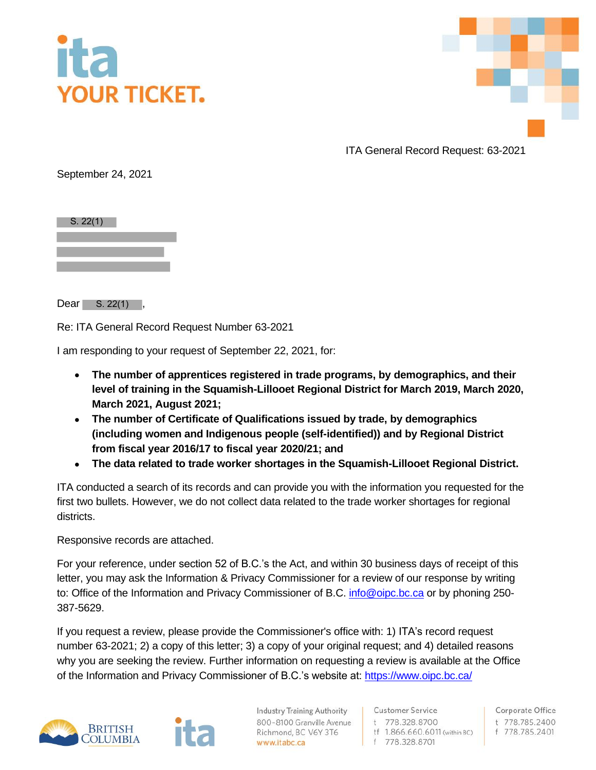**ita**
**YOUR TICKET.**

ITA General Record Request: 63-2021

September 24, 2021

S. 22(1)

Dear S. 22(1),

Re: ITA General Record Request Number 63-2021

I am responding to your request of September 22, 2021, for:

- **The number of apprentices registered in trade programs, by demographics, and their level of training in the Squamish-Lillooet Regional District for March 2019, March 2020, March 2021, August 2021;**
- **The number of Certificate of Qualifications issued by trade, by demographics (including women and Indigenous people (self-identified)) and by Regional District from fiscal year 2016/17 to fiscal year 2020/21; and**
- **The data related to trade worker shortages in the Squamish-Lillooet Regional District.**

ITA conducted a search of its records and can provide you with the information you requested for the first two bullets. However, we do not collect data related to the trade worker shortages for regional districts.

Responsive records are attached.

For your reference, under section 52 of B.C.'s the Act, and within 30 business days of receipt of this letter, you may ask the Information & Privacy Commissioner for a review of our response by writing to: Office of the Information and Privacy Commissioner of B.C. info@oipc.bc.ca or by phoning 250-387-5629.

If you request a review, please provide the Commissioner's office with: 1) ITA's record request number 63-2021; 2) a copy of this letter; 3) a copy of your original request; and 4) detailed reasons why you are seeking the review. Further information on requesting a review is available at the Office of the Information and Privacy Commissioner of B.C.'s website at: https://www.oipc.bc.ca/

BRITISH COLUMBIA | ita

Industry Training Authority
800-8100 Granville Avenue
Richmond, BC V6Y 3T6
www.itabc.ca

Customer Service
t 778.328.8700
tf 1.866.660.6011 (within BC)
f 778.328.8701

Corporate Office
t 778.785.2400
f 778.785.2401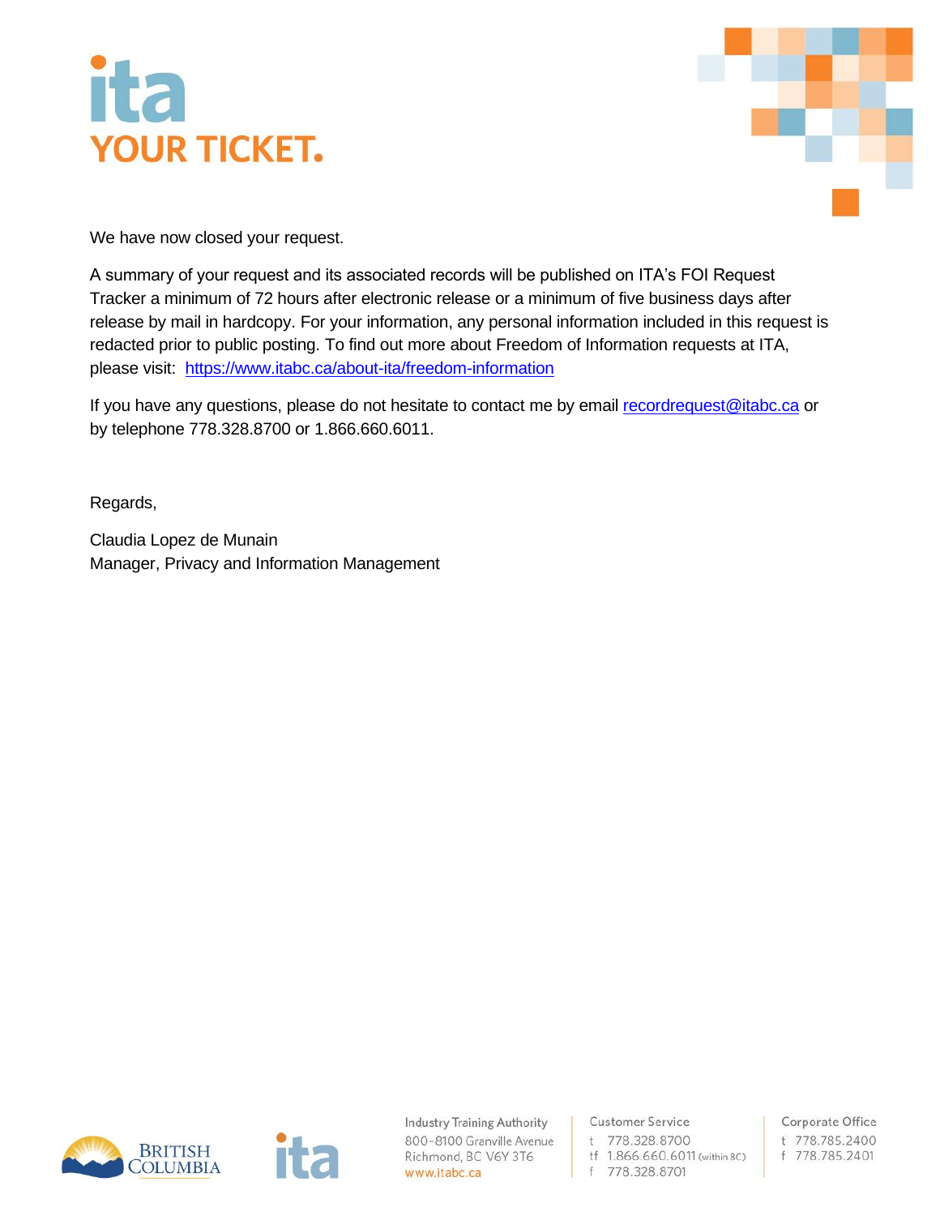We have now closed your request.

A summary of your request and its associated records will be published on ITA's FOI Request Tracker a minimum of 72 hours after electronic release or a minimum of five business days after release by mail in hardcopy. For your information, any personal information included in this request is redacted prior to public posting. To find out more about Freedom of Information requests at ITA, please visit: [https://www.itabc.ca/about-ita/freedom-information](https://www.itabc.ca/about-ita/freedom-information)

If you have any questions, please do not hesitate to contact me by email [recordrequest@itabc.ca](mailto:recordrequest@itabc.ca) or by telephone 778.328.8700 or 1.866.660.6011.

Regards,

Claudia Lopez de Munain
Manager, Privacy and Information Management